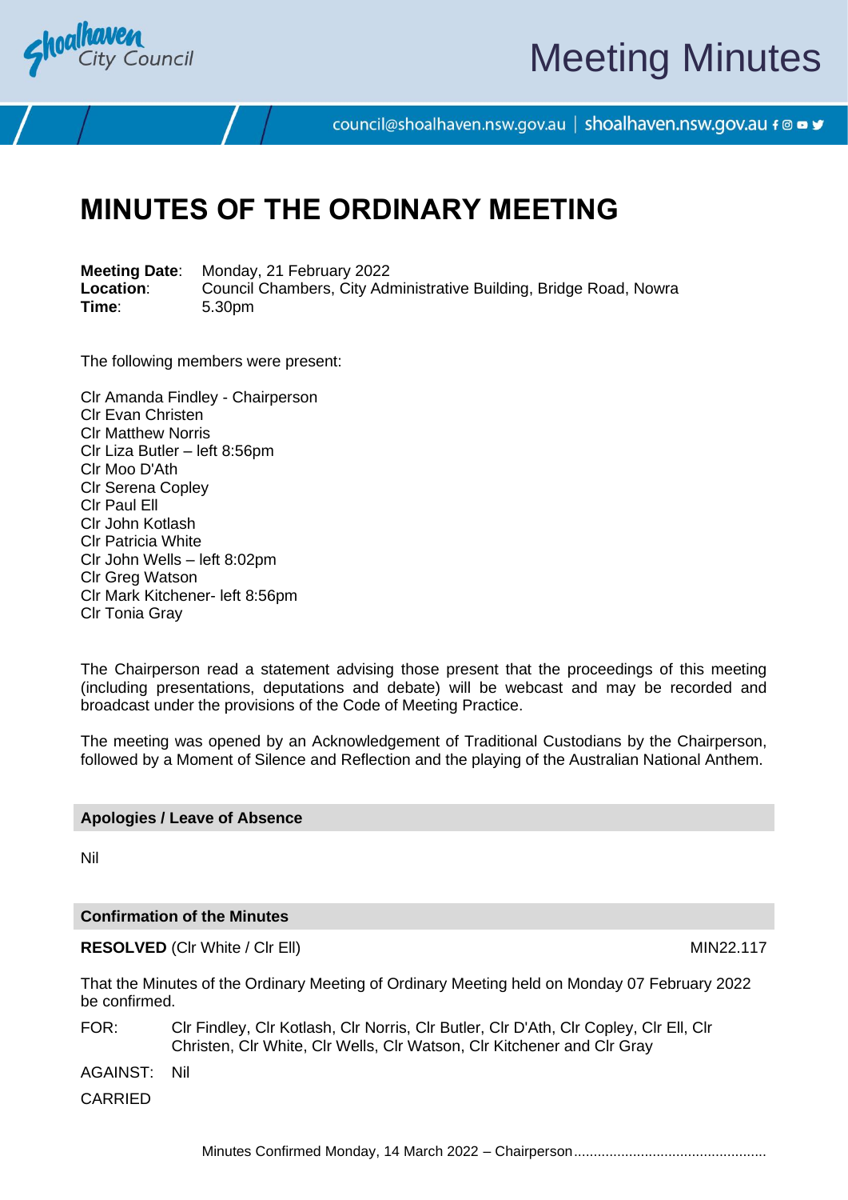# MINUTES OF THE ORDINARY MEETING

**Meeting Date**: Monday, 21 February 2022
**Location**: Council Chambers, City Administrative Building, Bridge Road, Nowra
**Time**: 5.30pm

The following members were present:

Clr Amanda Findley - Chairperson
Clr Evan Christen
Clr Matthew Norris
Clr Liza Butler – left 8:56pm
Clr Moo D'Ath
Clr Serena Copley
Clr Paul Ell
Clr John Kotlash
Clr Patricia White
Clr John Wells – left 8:02pm
Clr Greg Watson
Clr Mark Kitchener- left 8:56pm
Clr Tonia Gray

The Chairperson read a statement advising those present that the proceedings of this meeting (including presentations, deputations and debate) will be webcast and may be recorded and broadcast under the provisions of the Code of Meeting Practice.

The meeting was opened by an Acknowledgement of Traditional Custodians by the Chairperson, followed by a Moment of Silence and Reflection and the playing of the Australian National Anthem.

## Apologies / Leave of Absence

Nil

## Confirmation of the Minutes

**RESOLVED** (Clr White / Clr Ell) MIN22.117

That the Minutes of the Ordinary Meeting of Ordinary Meeting held on Monday 07 February 2022 be confirmed.

FOR: Clr Findley, Clr Kotlash, Clr Norris, Clr Butler, Clr D'Ath, Clr Copley, Clr Ell, Clr Christen, Clr White, Clr Wells, Clr Watson, Clr Kitchener and Clr Gray

AGAINST: Nil

CARRIED

Minutes Confirmed Monday, 14 March 2022 – Chairperson................................................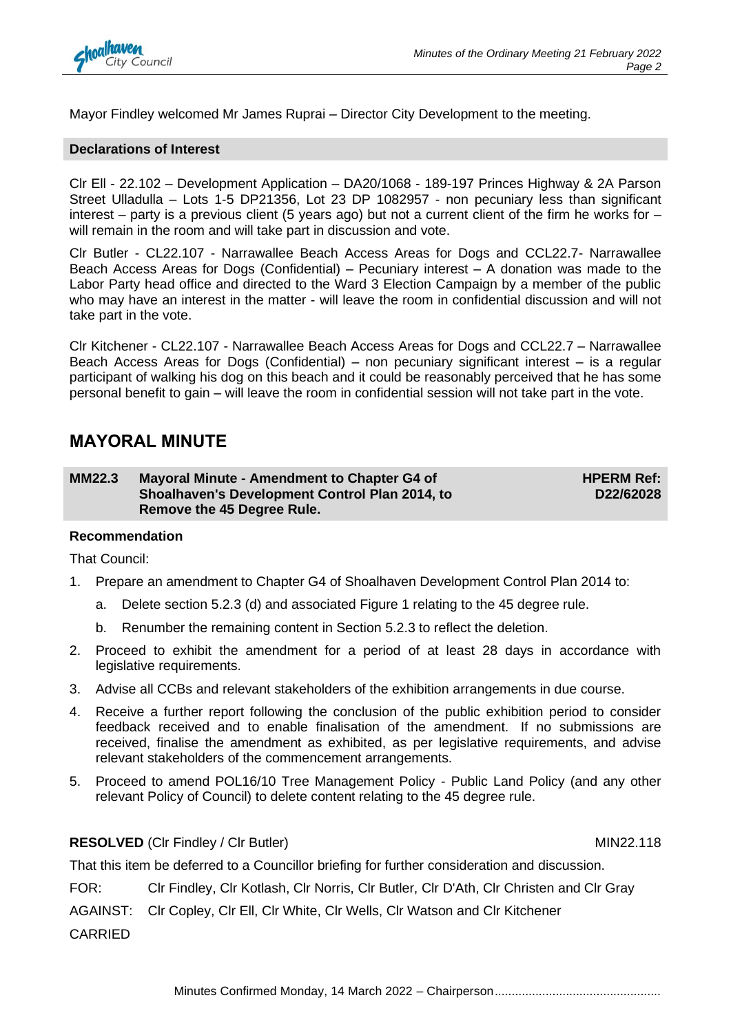Mayor Findley welcomed Mr James Ruprai – Director City Development to the meeting.

## Declarations of Interest

Clr Ell - 22.102 – Development Application – DA20/1068 - 189-197 Princes Highway & 2A Parson Street Ulladulla – Lots 1-5 DP21356, Lot 23 DP 1082957 - non pecuniary less than significant interest – party is a previous client (5 years ago) but not a current client of the firm he works for – will remain in the room and will take part in discussion and vote.

Clr Butler - CL22.107 - Narrawallee Beach Access Areas for Dogs and CCL22.7- Narrawallee Beach Access Areas for Dogs (Confidential) – Pecuniary interest – A donation was made to the Labor Party head office and directed to the Ward 3 Election Campaign by a member of the public who may have an interest in the matter - will leave the room in confidential discussion and will not take part in the vote.

Clr Kitchener - CL22.107 - Narrawallee Beach Access Areas for Dogs and CCL22.7 – Narrawallee Beach Access Areas for Dogs (Confidential) – non pecuniary significant interest – is a regular participant of walking his dog on this beach and it could be reasonably perceived that he has some personal benefit to gain – will leave the room in confidential session will not take part in the vote.

# MAYORAL MINUTE

## MM22.3 Mayoral Minute - Amendment to Chapter G4 of Shoalhaven's Development Control Plan 2014, to Remove the 45 Degree Rule.

**HPERM Ref: D22/62028**

**Recommendation**

That Council:

1. Prepare an amendment to Chapter G4 of Shoalhaven Development Control Plan 2014 to:
   a. Delete section 5.2.3 (d) and associated Figure 1 relating to the 45 degree rule.
   b. Renumber the remaining content in Section 5.2.3 to reflect the deletion.
2. Proceed to exhibit the amendment for a period of at least 28 days in accordance with legislative requirements.
3. Advise all CCBs and relevant stakeholders of the exhibition arrangements in due course.
4. Receive a further report following the conclusion of the public exhibition period to consider feedback received and to enable finalisation of the amendment. If no submissions are received, finalise the amendment as exhibited, as per legislative requirements, and advise relevant stakeholders of the commencement arrangements.
5. Proceed to amend POL16/10 Tree Management Policy - Public Land Policy (and any other relevant Policy of Council) to delete content relating to the 45 degree rule.

**RESOLVED** (Clr Findley / Clr Butler) MIN22.118

That this item be deferred to a Councillor briefing for further consideration and discussion.

FOR: Clr Findley, Clr Kotlash, Clr Norris, Clr Butler, Clr D'Ath, Clr Christen and Clr Gray

AGAINST: Clr Copley, Clr Ell, Clr White, Clr Wells, Clr Watson and Clr Kitchener

CARRIED

Minutes Confirmed Monday, 14 March 2022 – Chairperson................................................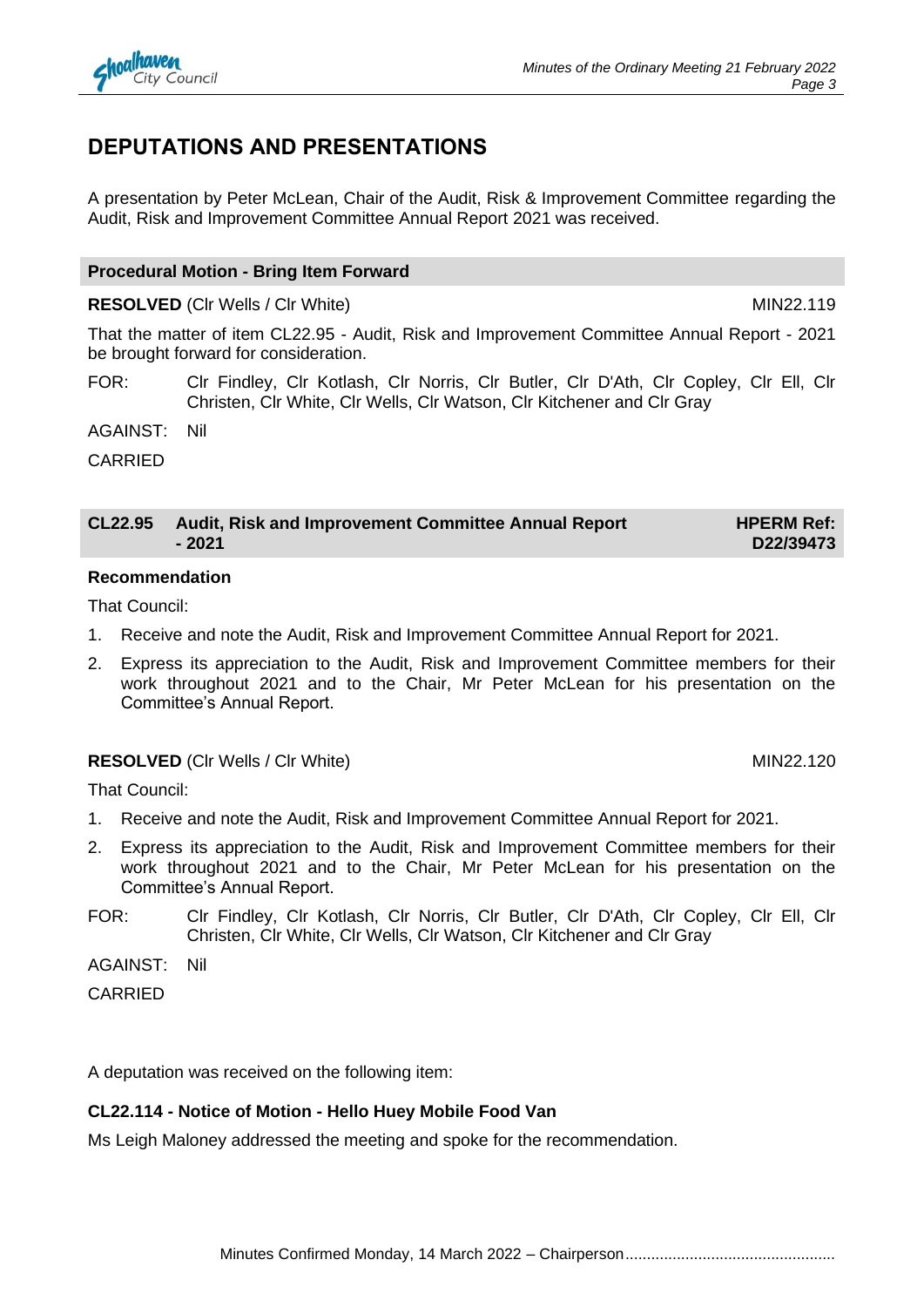# DEPUTATIONS AND PRESENTATIONS

A presentation by Peter McLean, Chair of the Audit, Risk & Improvement Committee regarding the Audit, Risk and Improvement Committee Annual Report 2021 was received.

**Procedural Motion - Bring Item Forward**

**RESOLVED** (Clr Wells / Clr White) MIN22.119

That the matter of item CL22.95 - Audit, Risk and Improvement Committee Annual Report - 2021 be brought forward for consideration.

FOR: Clr Findley, Clr Kotlash, Clr Norris, Clr Butler, Clr D'Ath, Clr Copley, Clr Ell, Clr Christen, Clr White, Clr Wells, Clr Watson, Clr Kitchener and Clr Gray

AGAINST: Nil

CARRIED

**CL22.95 Audit, Risk and Improvement Committee Annual Report - 2021** **HPERM Ref: D22/39473**

**Recommendation**

That Council:

1. Receive and note the Audit, Risk and Improvement Committee Annual Report for 2021.
2. Express its appreciation to the Audit, Risk and Improvement Committee members for their work throughout 2021 and to the Chair, Mr Peter McLean for his presentation on the Committee's Annual Report.

**RESOLVED** (Clr Wells / Clr White) MIN22.120

That Council:

1. Receive and note the Audit, Risk and Improvement Committee Annual Report for 2021.
2. Express its appreciation to the Audit, Risk and Improvement Committee members for their work throughout 2021 and to the Chair, Mr Peter McLean for his presentation on the Committee's Annual Report.

FOR: Clr Findley, Clr Kotlash, Clr Norris, Clr Butler, Clr D'Ath, Clr Copley, Clr Ell, Clr Christen, Clr White, Clr Wells, Clr Watson, Clr Kitchener and Clr Gray

AGAINST: Nil

CARRIED

A deputation was received on the following item:

**CL22.114 - Notice of Motion - Hello Huey Mobile Food Van**

Ms Leigh Maloney addressed the meeting and spoke for the recommendation.

Minutes Confirmed Monday, 14 March 2022 – Chairperson................................................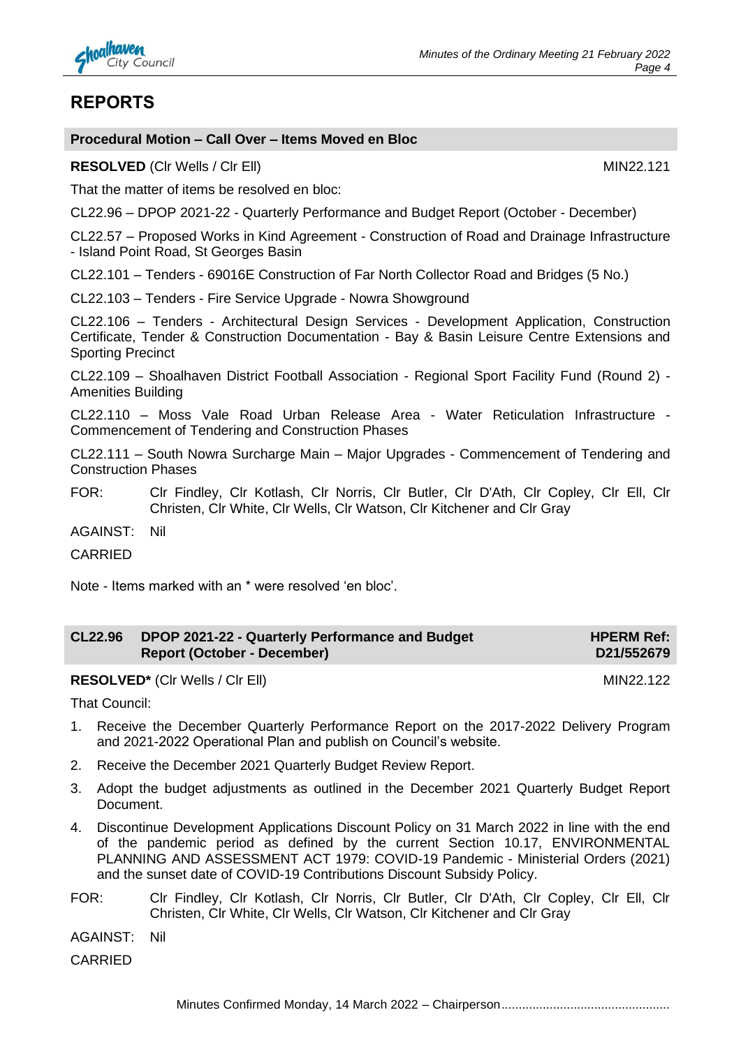## REPORTS

### Procedural Motion – Call Over – Items Moved en Bloc

**RESOLVED** (Clr Wells / Clr Ell) MIN22.121

That the matter of items be resolved en bloc:

CL22.96 – DPOP 2021-22 - Quarterly Performance and Budget Report (October - December)

CL22.57 – Proposed Works in Kind Agreement - Construction of Road and Drainage Infrastructure - Island Point Road, St Georges Basin

CL22.101 – Tenders - 69016E Construction of Far North Collector Road and Bridges (5 No.)

CL22.103 – Tenders - Fire Service Upgrade - Nowra Showground

CL22.106 – Tenders - Architectural Design Services - Development Application, Construction Certificate, Tender & Construction Documentation - Bay & Basin Leisure Centre Extensions and Sporting Precinct

CL22.109 – Shoalhaven District Football Association - Regional Sport Facility Fund (Round 2) - Amenities Building

CL22.110 – Moss Vale Road Urban Release Area - Water Reticulation Infrastructure - Commencement of Tendering and Construction Phases

CL22.111 – South Nowra Surcharge Main – Major Upgrades - Commencement of Tendering and Construction Phases

FOR: Clr Findley, Clr Kotlash, Clr Norris, Clr Butler, Clr D'Ath, Clr Copley, Clr Ell, Clr Christen, Clr White, Clr Wells, Clr Watson, Clr Kitchener and Clr Gray

AGAINST: Nil

CARRIED

Note - Items marked with an * were resolved 'en bloc'.

### CL22.96 DPOP 2021-22 - Quarterly Performance and Budget Report (October - December)

HPERM Ref: D21/552679

**RESOLVED*** (Clr Wells / Clr Ell) MIN22.122

That Council:

1. Receive the December Quarterly Performance Report on the 2017-2022 Delivery Program and 2021-2022 Operational Plan and publish on Council's website.
2. Receive the December 2021 Quarterly Budget Review Report.
3. Adopt the budget adjustments as outlined in the December 2021 Quarterly Budget Report Document.
4. Discontinue Development Applications Discount Policy on 31 March 2022 in line with the end of the pandemic period as defined by the current Section 10.17, ENVIRONMENTAL PLANNING AND ASSESSMENT ACT 1979: COVID-19 Pandemic - Ministerial Orders (2021) and the sunset date of COVID-19 Contributions Discount Subsidy Policy.

FOR: Clr Findley, Clr Kotlash, Clr Norris, Clr Butler, Clr D'Ath, Clr Copley, Clr Ell, Clr Christen, Clr White, Clr Wells, Clr Watson, Clr Kitchener and Clr Gray

AGAINST: Nil

CARRIED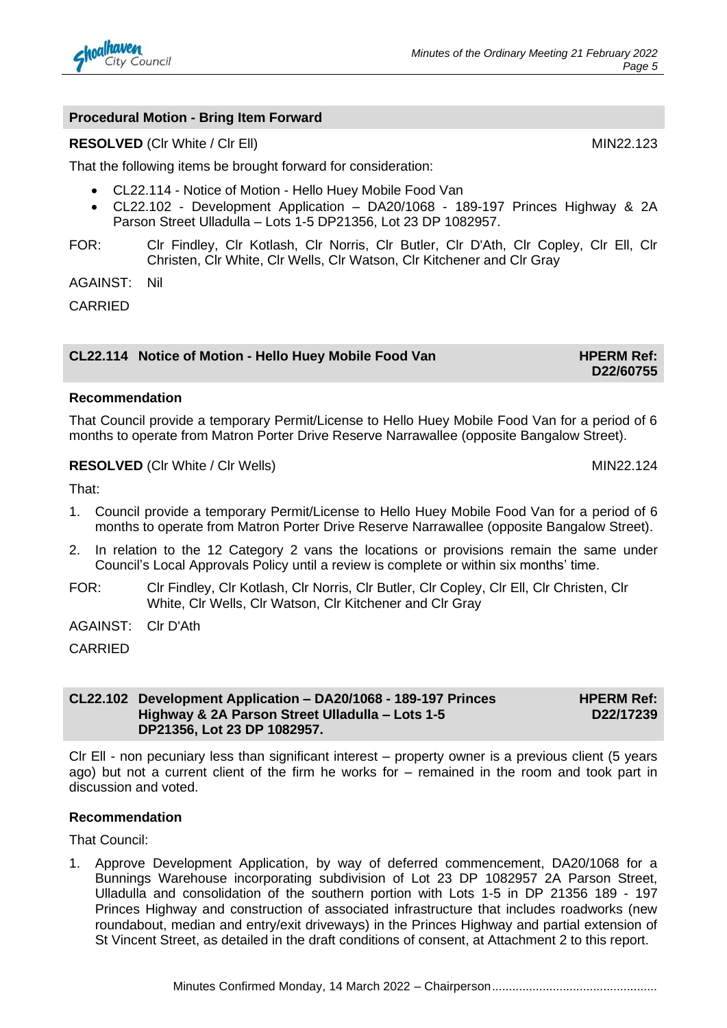## Procedural Motion - Bring Item Forward

**RESOLVED** (Clr White / Clr Ell) MIN22.123

That the following items be brought forward for consideration:

- CL22.114 - Notice of Motion - Hello Huey Mobile Food Van
- CL22.102 - Development Application – DA20/1068 - 189-197 Princes Highway & 2A Parson Street Ulladulla – Lots 1-5 DP21356, Lot 23 DP 1082957.

FOR: Clr Findley, Clr Kotlash, Clr Norris, Clr Butler, Clr D'Ath, Clr Copley, Clr Ell, Clr Christen, Clr White, Clr Wells, Clr Watson, Clr Kitchener and Clr Gray

AGAINST: Nil

CARRIED

## CL22.114 Notice of Motion - Hello Huey Mobile Food Van

**HPERM Ref: D22/60755**

### Recommendation

That Council provide a temporary Permit/License to Hello Huey Mobile Food Van for a period of 6 months to operate from Matron Porter Drive Reserve Narrawallee (opposite Bangalow Street).

**RESOLVED** (Clr White / Clr Wells) MIN22.124

That:

1. Council provide a temporary Permit/License to Hello Huey Mobile Food Van for a period of 6 months to operate from Matron Porter Drive Reserve Narrawallee (opposite Bangalow Street).
2. In relation to the 12 Category 2 vans the locations or provisions remain the same under Council's Local Approvals Policy until a review is complete or within six months' time.

FOR: Clr Findley, Clr Kotlash, Clr Norris, Clr Butler, Clr Copley, Clr Ell, Clr Christen, Clr White, Clr Wells, Clr Watson, Clr Kitchener and Clr Gray

AGAINST: Clr D'Ath

CARRIED

## CL22.102 Development Application – DA20/1068 - 189-197 Princes Highway & 2A Parson Street Ulladulla – Lots 1-5 DP21356, Lot 23 DP 1082957.

**HPERM Ref: D22/17239**

Clr Ell - non pecuniary less than significant interest – property owner is a previous client (5 years ago) but not a current client of the firm he works for – remained in the room and took part in discussion and voted.

### Recommendation

That Council:

1. Approve Development Application, by way of deferred commencement, DA20/1068 for a Bunnings Warehouse incorporating subdivision of Lot 23 DP 1082957 2A Parson Street, Ulladulla and consolidation of the southern portion with Lots 1-5 in DP 21356 189 - 197 Princes Highway and construction of associated infrastructure that includes roadworks (new roundabout, median and entry/exit driveways) in the Princes Highway and partial extension of St Vincent Street, as detailed in the draft conditions of consent, at Attachment 2 to this report.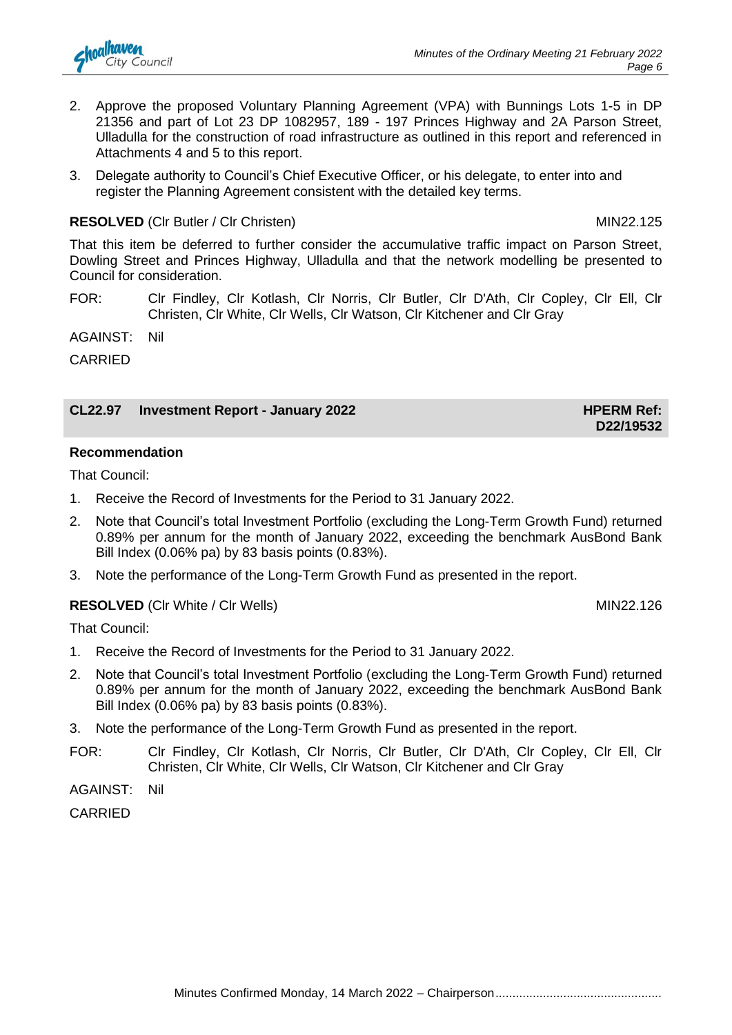2. Approve the proposed Voluntary Planning Agreement (VPA) with Bunnings Lots 1-5 in DP 21356 and part of Lot 23 DP 1082957, 189 - 197 Princes Highway and 2A Parson Street, Ulladulla for the construction of road infrastructure as outlined in this report and referenced in Attachments 4 and 5 to this report.
3. Delegate authority to Council's Chief Executive Officer, or his delegate, to enter into and register the Planning Agreement consistent with the detailed key terms.

**RESOLVED** (Clr Butler / Clr Christen) MIN22.125

That this item be deferred to further consider the accumulative traffic impact on Parson Street, Dowling Street and Princes Highway, Ulladulla and that the network modelling be presented to Council for consideration.

FOR: Clr Findley, Clr Kotlash, Clr Norris, Clr Butler, Clr D'Ath, Clr Copley, Clr Ell, Clr Christen, Clr White, Clr Wells, Clr Watson, Clr Kitchener and Clr Gray

AGAINST: Nil

CARRIED

## CL22.97 Investment Report - January 2022 — HPERM Ref: D22/19532

**Recommendation**

That Council:

1. Receive the Record of Investments for the Period to 31 January 2022.
2. Note that Council's total Investment Portfolio (excluding the Long-Term Growth Fund) returned 0.89% per annum for the month of January 2022, exceeding the benchmark AusBond Bank Bill Index (0.06% pa) by 83 basis points (0.83%).
3. Note the performance of the Long-Term Growth Fund as presented in the report.

**RESOLVED** (Clr White / Clr Wells) MIN22.126

That Council:

1. Receive the Record of Investments for the Period to 31 January 2022.
2. Note that Council's total Investment Portfolio (excluding the Long-Term Growth Fund) returned 0.89% per annum for the month of January 2022, exceeding the benchmark AusBond Bank Bill Index (0.06% pa) by 83 basis points (0.83%).
3. Note the performance of the Long-Term Growth Fund as presented in the report.

FOR: Clr Findley, Clr Kotlash, Clr Norris, Clr Butler, Clr D'Ath, Clr Copley, Clr Ell, Clr Christen, Clr White, Clr Wells, Clr Watson, Clr Kitchener and Clr Gray

AGAINST: Nil

CARRIED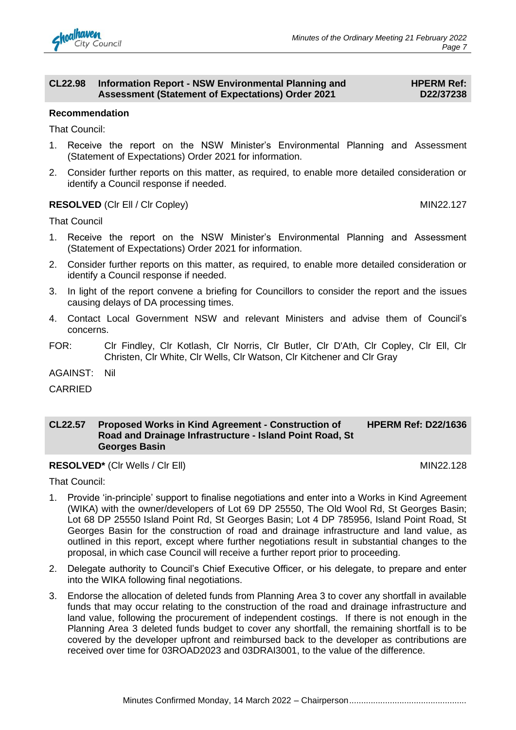## CL22.98 Information Report - NSW Environmental Planning and Assessment (Statement of Expectations) Order 2021

**HPERM Ref: D22/37238**

**Recommendation**

That Council:

1. Receive the report on the NSW Minister's Environmental Planning and Assessment (Statement of Expectations) Order 2021 for information.
2. Consider further reports on this matter, as required, to enable more detailed consideration or identify a Council response if needed.

**RESOLVED** (Clr Ell / Clr Copley) MIN22.127

That Council

1. Receive the report on the NSW Minister's Environmental Planning and Assessment (Statement of Expectations) Order 2021 for information.
2. Consider further reports on this matter, as required, to enable more detailed consideration or identify a Council response if needed.
3. In light of the report convene a briefing for Councillors to consider the report and the issues causing delays of DA processing times.
4. Contact Local Government NSW and relevant Ministers and advise them of Council's concerns.

FOR: Clr Findley, Clr Kotlash, Clr Norris, Clr Butler, Clr D'Ath, Clr Copley, Clr Ell, Clr Christen, Clr White, Clr Wells, Clr Watson, Clr Kitchener and Clr Gray

AGAINST: Nil

CARRIED

## CL22.57 Proposed Works in Kind Agreement - Construction of Road and Drainage Infrastructure - Island Point Road, St Georges Basin

**HPERM Ref: D22/1636**

**RESOLVED*** (Clr Wells / Clr Ell) MIN22.128

That Council:

1. Provide 'in-principle' support to finalise negotiations and enter into a Works in Kind Agreement (WIKA) with the owner/developers of Lot 69 DP 25550, The Old Wool Rd, St Georges Basin; Lot 68 DP 25550 Island Point Rd, St Georges Basin; Lot 4 DP 785956, Island Point Road, St Georges Basin for the construction of road and drainage infrastructure and land value, as outlined in this report, except where further negotiations result in substantial changes to the proposal, in which case Council will receive a further report prior to proceeding.
2. Delegate authority to Council's Chief Executive Officer, or his delegate, to prepare and enter into the WIKA following final negotiations.
3. Endorse the allocation of deleted funds from Planning Area 3 to cover any shortfall in available funds that may occur relating to the construction of the road and drainage infrastructure and land value, following the procurement of independent costings. If there is not enough in the Planning Area 3 deleted funds budget to cover any shortfall, the remaining shortfall is to be covered by the developer upfront and reimbursed back to the developer as contributions are received over time for 03ROAD2023 and 03DRAI3001, to the value of the difference.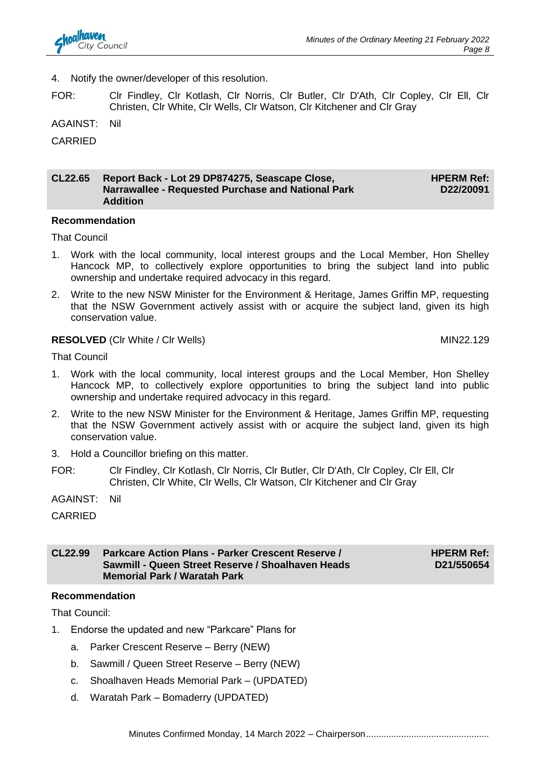4. Notify the owner/developer of this resolution.

FOR: Clr Findley, Clr Kotlash, Clr Norris, Clr Butler, Clr D'Ath, Clr Copley, Clr Ell, Clr Christen, Clr White, Clr Wells, Clr Watson, Clr Kitchener and Clr Gray

AGAINST: Nil

CARRIED

## CL22.65 Report Back - Lot 29 DP874275, Seascape Close, Narrawallee - Requested Purchase and National Park Addition

**HPERM Ref: D22/20091**

**Recommendation**

That Council

1. Work with the local community, local interest groups and the Local Member, Hon Shelley Hancock MP, to collectively explore opportunities to bring the subject land into public ownership and undertake required advocacy in this regard.
2. Write to the new NSW Minister for the Environment & Heritage, James Griffin MP, requesting that the NSW Government actively assist with or acquire the subject land, given its high conservation value.

**RESOLVED** (Clr White / Clr Wells) MIN22.129

That Council

1. Work with the local community, local interest groups and the Local Member, Hon Shelley Hancock MP, to collectively explore opportunities to bring the subject land into public ownership and undertake required advocacy in this regard.
2. Write to the new NSW Minister for the Environment & Heritage, James Griffin MP, requesting that the NSW Government actively assist with or acquire the subject land, given its high conservation value.
3. Hold a Councillor briefing on this matter.

FOR: Clr Findley, Clr Kotlash, Clr Norris, Clr Butler, Clr D'Ath, Clr Copley, Clr Ell, Clr Christen, Clr White, Clr Wells, Clr Watson, Clr Kitchener and Clr Gray

AGAINST: Nil

CARRIED

## CL22.99 Parkcare Action Plans - Parker Crescent Reserve / Sawmill - Queen Street Reserve / Shoalhaven Heads Memorial Park / Waratah Park

**HPERM Ref: D21/550654**

**Recommendation**

That Council:

1. Endorse the updated and new "Parkcare" Plans for
   a. Parker Crescent Reserve – Berry (NEW)
   b. Sawmill / Queen Street Reserve – Berry (NEW)
   c. Shoalhaven Heads Memorial Park – (UPDATED)
   d. Waratah Park – Bomaderry (UPDATED)

Minutes Confirmed Monday, 14 March 2022 – Chairperson................................................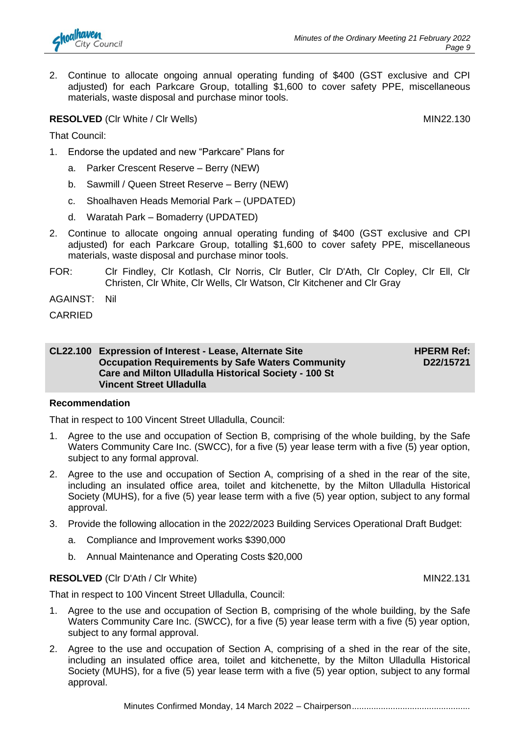2. Continue to allocate ongoing annual operating funding of $400 (GST exclusive and CPI adjusted) for each Parkcare Group, totalling $1,600 to cover safety PPE, miscellaneous materials, waste disposal and purchase minor tools.

**RESOLVED** (Clr White / Clr Wells) MIN22.130

That Council:

1. Endorse the updated and new "Parkcare" Plans for
   a. Parker Crescent Reserve – Berry (NEW)
   b. Sawmill / Queen Street Reserve – Berry (NEW)
   c. Shoalhaven Heads Memorial Park – (UPDATED)
   d. Waratah Park – Bomaderry (UPDATED)
2. Continue to allocate ongoing annual operating funding of $400 (GST exclusive and CPI adjusted) for each Parkcare Group, totalling $1,600 to cover safety PPE, miscellaneous materials, waste disposal and purchase minor tools.

FOR: Clr Findley, Clr Kotlash, Clr Norris, Clr Butler, Clr D'Ath, Clr Copley, Clr Ell, Clr Christen, Clr White, Clr Wells, Clr Watson, Clr Kitchener and Clr Gray

AGAINST: Nil

CARRIED

## CL22.100 Expression of Interest - Lease, Alternate Site Occupation Requirements by Safe Waters Community Care and Milton Ulladulla Historical Society - 100 St Vincent Street Ulladulla

**HPERM Ref: D22/15721**

**Recommendation**

That in respect to 100 Vincent Street Ulladulla, Council:

1. Agree to the use and occupation of Section B, comprising of the whole building, by the Safe Waters Community Care Inc. (SWCC), for a five (5) year lease term with a five (5) year option, subject to any formal approval.
2. Agree to the use and occupation of Section A, comprising of a shed in the rear of the site, including an insulated office area, toilet and kitchenette, by the Milton Ulladulla Historical Society (MUHS), for a five (5) year lease term with a five (5) year option, subject to any formal approval.
3. Provide the following allocation in the 2022/2023 Building Services Operational Draft Budget:
   a. Compliance and Improvement works $390,000
   b. Annual Maintenance and Operating Costs $20,000

**RESOLVED** (Clr D'Ath / Clr White) MIN22.131

That in respect to 100 Vincent Street Ulladulla, Council:

1. Agree to the use and occupation of Section B, comprising of the whole building, by the Safe Waters Community Care Inc. (SWCC), for a five (5) year lease term with a five (5) year option, subject to any formal approval.
2. Agree to the use and occupation of Section A, comprising of a shed in the rear of the site, including an insulated office area, toilet and kitchenette, by the Milton Ulladulla Historical Society (MUHS), for a five (5) year lease term with a five (5) year option, subject to any formal approval.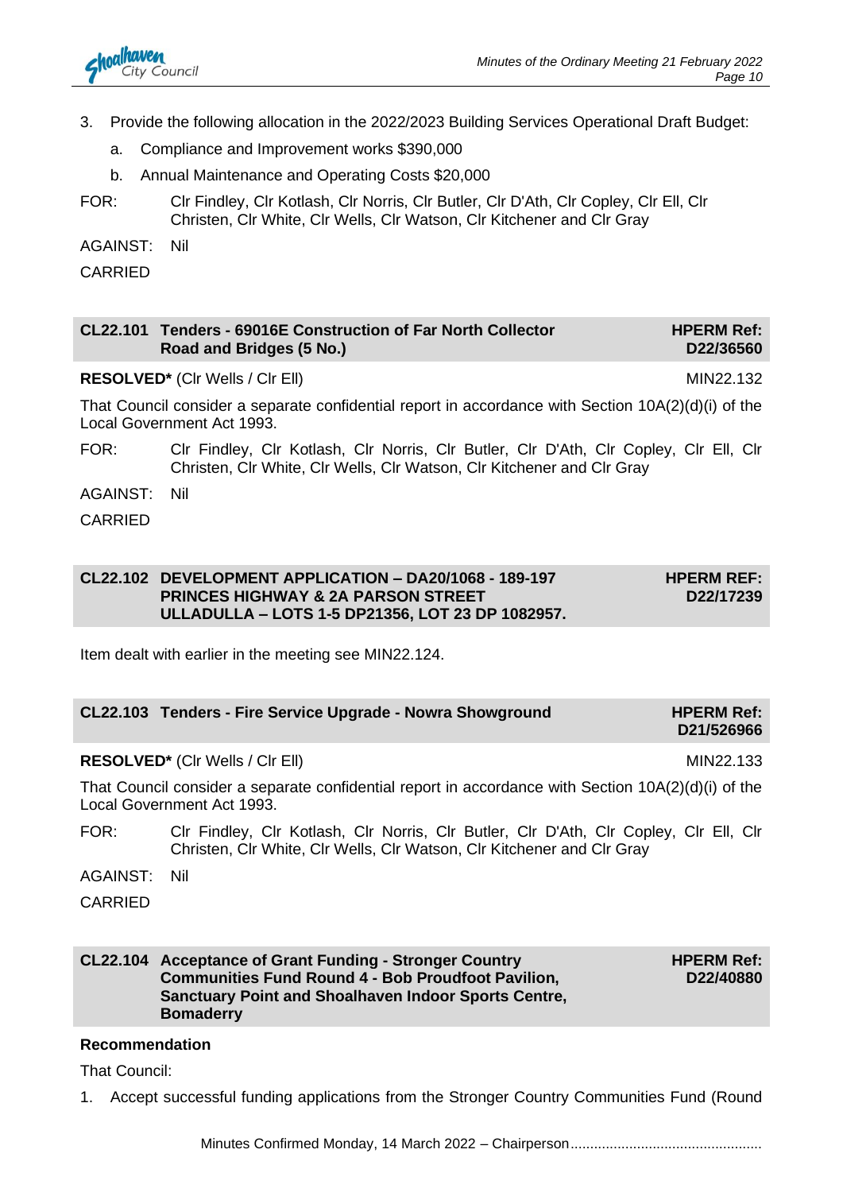3. Provide the following allocation in the 2022/2023 Building Services Operational Draft Budget:

    a. Compliance and Improvement works $390,000

    b. Annual Maintenance and Operating Costs $20,000

FOR: Clr Findley, Clr Kotlash, Clr Norris, Clr Butler, Clr D'Ath, Clr Copley, Clr Ell, Clr Christen, Clr White, Clr Wells, Clr Watson, Clr Kitchener and Clr Gray

AGAINST: Nil

CARRIED

## CL22.101 Tenders - 69016E Construction of Far North Collector Road and Bridges (5 No.)

**HPERM Ref: D22/36560**

**RESOLVED*** (Clr Wells / Clr Ell) MIN22.132

That Council consider a separate confidential report in accordance with Section 10A(2)(d)(i) of the Local Government Act 1993.

FOR: Clr Findley, Clr Kotlash, Clr Norris, Clr Butler, Clr D'Ath, Clr Copley, Clr Ell, Clr Christen, Clr White, Clr Wells, Clr Watson, Clr Kitchener and Clr Gray

AGAINST: Nil

CARRIED

## CL22.102 DEVELOPMENT APPLICATION – DA20/1068 - 189-197 PRINCES HIGHWAY & 2A PARSON STREET ULLADULLA – LOTS 1-5 DP21356, LOT 23 DP 1082957.

**HPERM REF: D22/17239**

Item dealt with earlier in the meeting see MIN22.124.

## CL22.103 Tenders - Fire Service Upgrade - Nowra Showground

**HPERM Ref: D21/526966**

**RESOLVED*** (Clr Wells / Clr Ell) MIN22.133

That Council consider a separate confidential report in accordance with Section 10A(2)(d)(i) of the Local Government Act 1993.

FOR: Clr Findley, Clr Kotlash, Clr Norris, Clr Butler, Clr D'Ath, Clr Copley, Clr Ell, Clr Christen, Clr White, Clr Wells, Clr Watson, Clr Kitchener and Clr Gray

AGAINST: Nil

CARRIED

## CL22.104 Acceptance of Grant Funding - Stronger Country Communities Fund Round 4 - Bob Proudfoot Pavilion, Sanctuary Point and Shoalhaven Indoor Sports Centre, Bomaderry

**HPERM Ref: D22/40880**

**Recommendation**

That Council:

1. Accept successful funding applications from the Stronger Country Communities Fund (Round

Minutes Confirmed Monday, 14 March 2022 – Chairperson................................................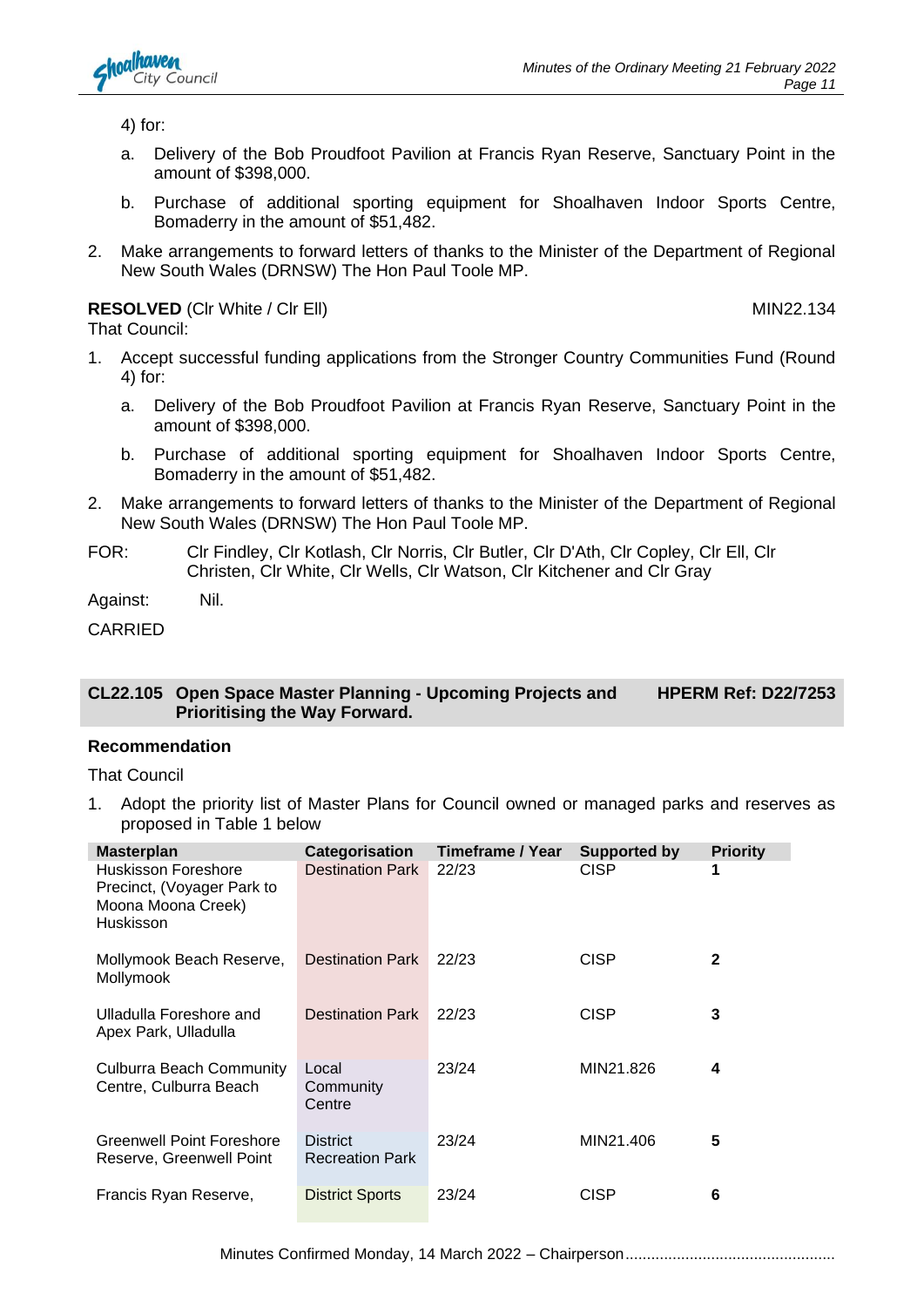4) for:

a. Delivery of the Bob Proudfoot Pavilion at Francis Ryan Reserve, Sanctuary Point in the amount of $398,000.

b. Purchase of additional sporting equipment for Shoalhaven Indoor Sports Centre, Bomaderry in the amount of $51,482.

2. Make arrangements to forward letters of thanks to the Minister of the Department of Regional New South Wales (DRNSW) The Hon Paul Toole MP.

**RESOLVED** (Clr White / Clr Ell) MIN22.134

That Council:

1. Accept successful funding applications from the Stronger Country Communities Fund (Round 4) for:

   a. Delivery of the Bob Proudfoot Pavilion at Francis Ryan Reserve, Sanctuary Point in the amount of $398,000.

   b. Purchase of additional sporting equipment for Shoalhaven Indoor Sports Centre, Bomaderry in the amount of $51,482.

2. Make arrangements to forward letters of thanks to the Minister of the Department of Regional New South Wales (DRNSW) The Hon Paul Toole MP.

FOR: Clr Findley, Clr Kotlash, Clr Norris, Clr Butler, Clr D'Ath, Clr Copley, Clr Ell, Clr Christen, Clr White, Clr Wells, Clr Watson, Clr Kitchener and Clr Gray

Against: Nil.

CARRIED

## CL22.105 Open Space Master Planning - Upcoming Projects and Prioritising the Way Forward. HPERM Ref: D22/7253

**Recommendation**

That Council

1. Adopt the priority list of Master Plans for Council owned or managed parks and reserves as proposed in Table 1 below

| Masterplan | Categorisation | Timeframe / Year | Supported by | Priority |
|---|---|---|---|---|
| Huskisson Foreshore Precinct, (Voyager Park to Moona Moona Creek) Huskisson | Destination Park | 22/23 | CISP | **1** |
| Mollymook Beach Reserve, Mollymook | Destination Park | 22/23 | CISP | **2** |
| Ulladulla Foreshore and Apex Park, Ulladulla | Destination Park | 22/23 | CISP | **3** |
| Culburra Beach Community Centre, Culburra Beach | Local Community Centre | 23/24 | MIN21.826 | **4** |
| Greenwell Point Foreshore Reserve, Greenwell Point | District Recreation Park | 23/24 | MIN21.406 | **5** |
| Francis Ryan Reserve, | District Sports | 23/24 | CISP | **6** |

Minutes Confirmed Monday, 14 March 2022 – Chairperson................................................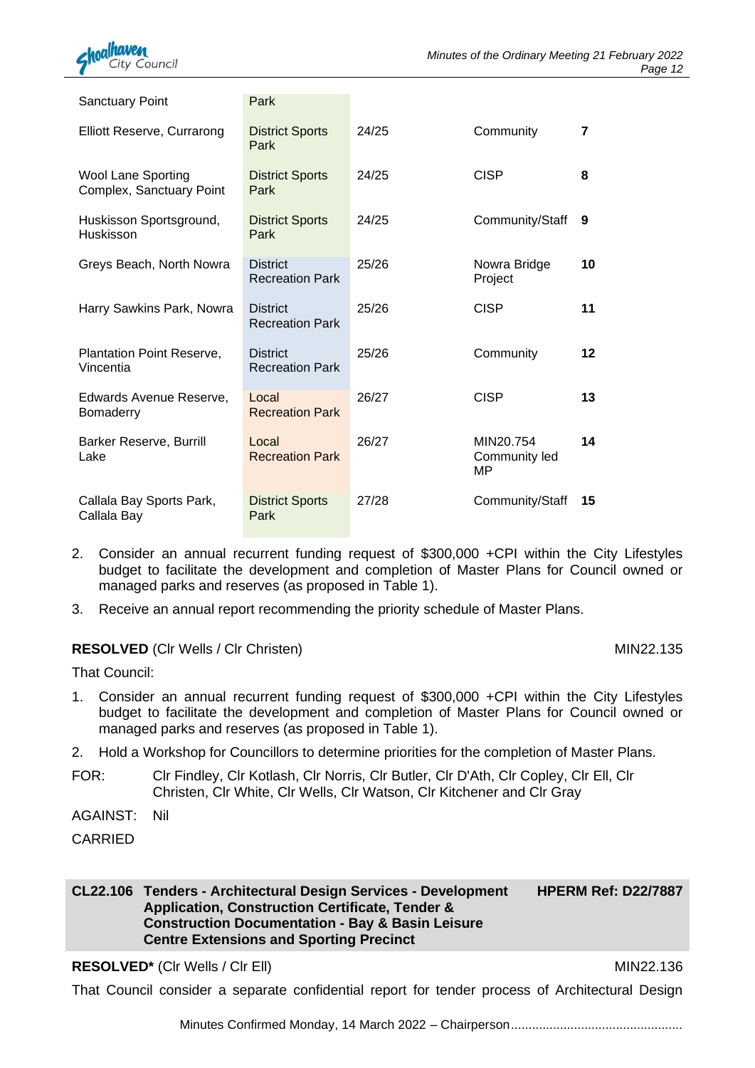| | | | | |
|---|---|---|---|---|
| Sanctuary Point | Park | | | |
| Elliott Reserve, Currarong | District Sports Park | 24/25 | Community | **7** |
| Wool Lane Sporting Complex, Sanctuary Point | District Sports Park | 24/25 | CISP | **8** |
| Huskisson Sportsground, Huskisson | District Sports Park | 24/25 | Community/Staff | **9** |
| Greys Beach, North Nowra | District Recreation Park | 25/26 | Nowra Bridge Project | **10** |
| Harry Sawkins Park, Nowra | District Recreation Park | 25/26 | CISP | **11** |
| Plantation Point Reserve, Vincentia | District Recreation Park | 25/26 | Community | **12** |
| Edwards Avenue Reserve, Bomaderry | Local Recreation Park | 26/27 | CISP | **13** |
| Barker Reserve, Burrill Lake | Local Recreation Park | 26/27 | MIN20.754 Community led MP | **14** |
| Callala Bay Sports Park, Callala Bay | District Sports Park | 27/28 | Community/Staff | **15** |

2. Consider an annual recurrent funding request of $300,000 +CPI within the City Lifestyles budget to facilitate the development and completion of Master Plans for Council owned or managed parks and reserves (as proposed in Table 1).

3. Receive an annual report recommending the priority schedule of Master Plans.

**RESOLVED** (Clr Wells / Clr Christen) MIN22.135

That Council:

1. Consider an annual recurrent funding request of $300,000 +CPI within the City Lifestyles budget to facilitate the development and completion of Master Plans for Council owned or managed parks and reserves (as proposed in Table 1).

2. Hold a Workshop for Councillors to determine priorities for the completion of Master Plans.

FOR: Clr Findley, Clr Kotlash, Clr Norris, Clr Butler, Clr D'Ath, Clr Copley, Clr Ell, Clr Christen, Clr White, Clr Wells, Clr Watson, Clr Kitchener and Clr Gray

AGAINST: Nil

CARRIED

## CL22.106 Tenders - Architectural Design Services - Development Application, Construction Certificate, Tender & Construction Documentation - Bay & Basin Leisure Centre Extensions and Sporting Precinct

**HPERM Ref: D22/7887**

**RESOLVED*** (Clr Wells / Clr Ell) MIN22.136

That Council consider a separate confidential report for tender process of Architectural Design

Minutes Confirmed Monday, 14 March 2022 – Chairperson................................................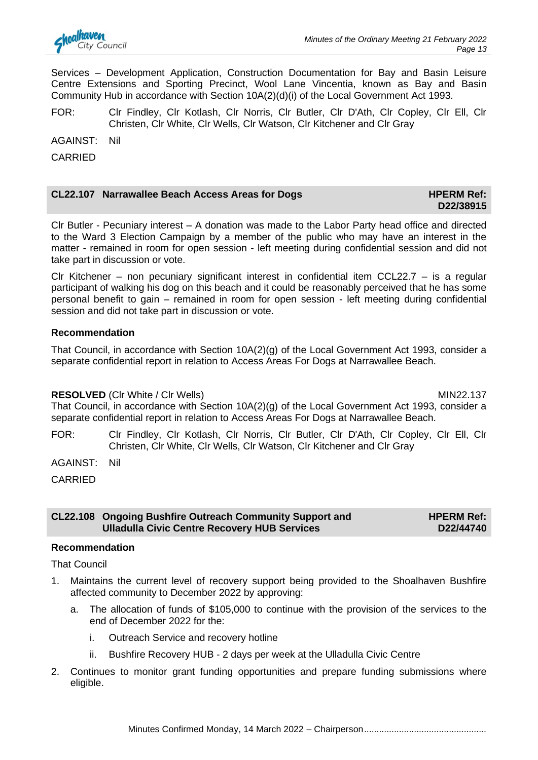Services – Development Application, Construction Documentation for Bay and Basin Leisure Centre Extensions and Sporting Precinct, Wool Lane Vincentia, known as Bay and Basin Community Hub in accordance with Section 10A(2)(d)(i) of the Local Government Act 1993.

FOR: Clr Findley, Clr Kotlash, Clr Norris, Clr Butler, Clr D'Ath, Clr Copley, Clr Ell, Clr Christen, Clr White, Clr Wells, Clr Watson, Clr Kitchener and Clr Gray

AGAINST: Nil

CARRIED

## CL22.107 Narrawallee Beach Access Areas for Dogs — HPERM Ref: D22/38915

Clr Butler - Pecuniary interest – A donation was made to the Labor Party head office and directed to the Ward 3 Election Campaign by a member of the public who may have an interest in the matter - remained in room for open session - left meeting during confidential session and did not take part in discussion or vote.

Clr Kitchener – non pecuniary significant interest in confidential item CCL22.7 – is a regular participant of walking his dog on this beach and it could be reasonably perceived that he has some personal benefit to gain – remained in room for open session - left meeting during confidential session and did not take part in discussion or vote.

**Recommendation**

That Council, in accordance with Section 10A(2)(g) of the Local Government Act 1993, consider a separate confidential report in relation to Access Areas For Dogs at Narrawallee Beach.

**RESOLVED** (Clr White / Clr Wells) MIN22.137

That Council, in accordance with Section 10A(2)(g) of the Local Government Act 1993, consider a separate confidential report in relation to Access Areas For Dogs at Narrawallee Beach.

FOR: Clr Findley, Clr Kotlash, Clr Norris, Clr Butler, Clr D'Ath, Clr Copley, Clr Ell, Clr Christen, Clr White, Clr Wells, Clr Watson, Clr Kitchener and Clr Gray

AGAINST: Nil

CARRIED

## CL22.108 Ongoing Bushfire Outreach Community Support and Ulladulla Civic Centre Recovery HUB Services — HPERM Ref: D22/44740

**Recommendation**

That Council

1. Maintains the current level of recovery support being provided to the Shoalhaven Bushfire affected community to December 2022 by approving:
   a. The allocation of funds of $105,000 to continue with the provision of the services to the end of December 2022 for the:
      i. Outreach Service and recovery hotline
      ii. Bushfire Recovery HUB - 2 days per week at the Ulladulla Civic Centre
2. Continues to monitor grant funding opportunities and prepare funding submissions where eligible.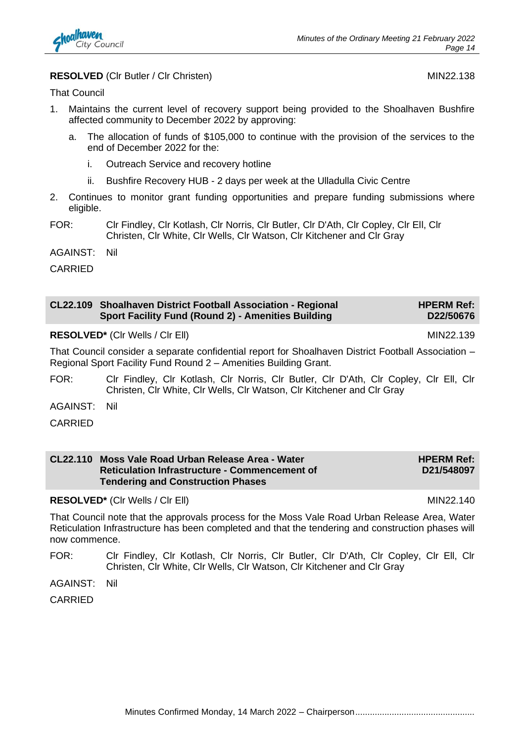**RESOLVED** (Clr Butler / Clr Christen) MIN22.138

That Council

1. Maintains the current level of recovery support being provided to the Shoalhaven Bushfire affected community to December 2022 by approving:
   a. The allocation of funds of $105,000 to continue with the provision of the services to the end of December 2022 for the:
      i. Outreach Service and recovery hotline
      ii. Bushfire Recovery HUB - 2 days per week at the Ulladulla Civic Centre
2. Continues to monitor grant funding opportunities and prepare funding submissions where eligible.

FOR: Clr Findley, Clr Kotlash, Clr Norris, Clr Butler, Clr D'Ath, Clr Copley, Clr Ell, Clr Christen, Clr White, Clr Wells, Clr Watson, Clr Kitchener and Clr Gray

AGAINST: Nil

CARRIED

## CL22.109 Shoalhaven District Football Association - Regional Sport Facility Fund (Round 2) - Amenities Building

**HPERM Ref: D22/50676**

**RESOLVED*** (Clr Wells / Clr Ell) MIN22.139

That Council consider a separate confidential report for Shoalhaven District Football Association – Regional Sport Facility Fund Round 2 – Amenities Building Grant.

FOR: Clr Findley, Clr Kotlash, Clr Norris, Clr Butler, Clr D'Ath, Clr Copley, Clr Ell, Clr Christen, Clr White, Clr Wells, Clr Watson, Clr Kitchener and Clr Gray

AGAINST: Nil

CARRIED

## CL22.110 Moss Vale Road Urban Release Area - Water Reticulation Infrastructure - Commencement of Tendering and Construction Phases

**HPERM Ref: D21/548097**

**RESOLVED*** (Clr Wells / Clr Ell) MIN22.140

That Council note that the approvals process for the Moss Vale Road Urban Release Area, Water Reticulation Infrastructure has been completed and that the tendering and construction phases will now commence.

FOR: Clr Findley, Clr Kotlash, Clr Norris, Clr Butler, Clr D'Ath, Clr Copley, Clr Ell, Clr Christen, Clr White, Clr Wells, Clr Watson, Clr Kitchener and Clr Gray

AGAINST: Nil

CARRIED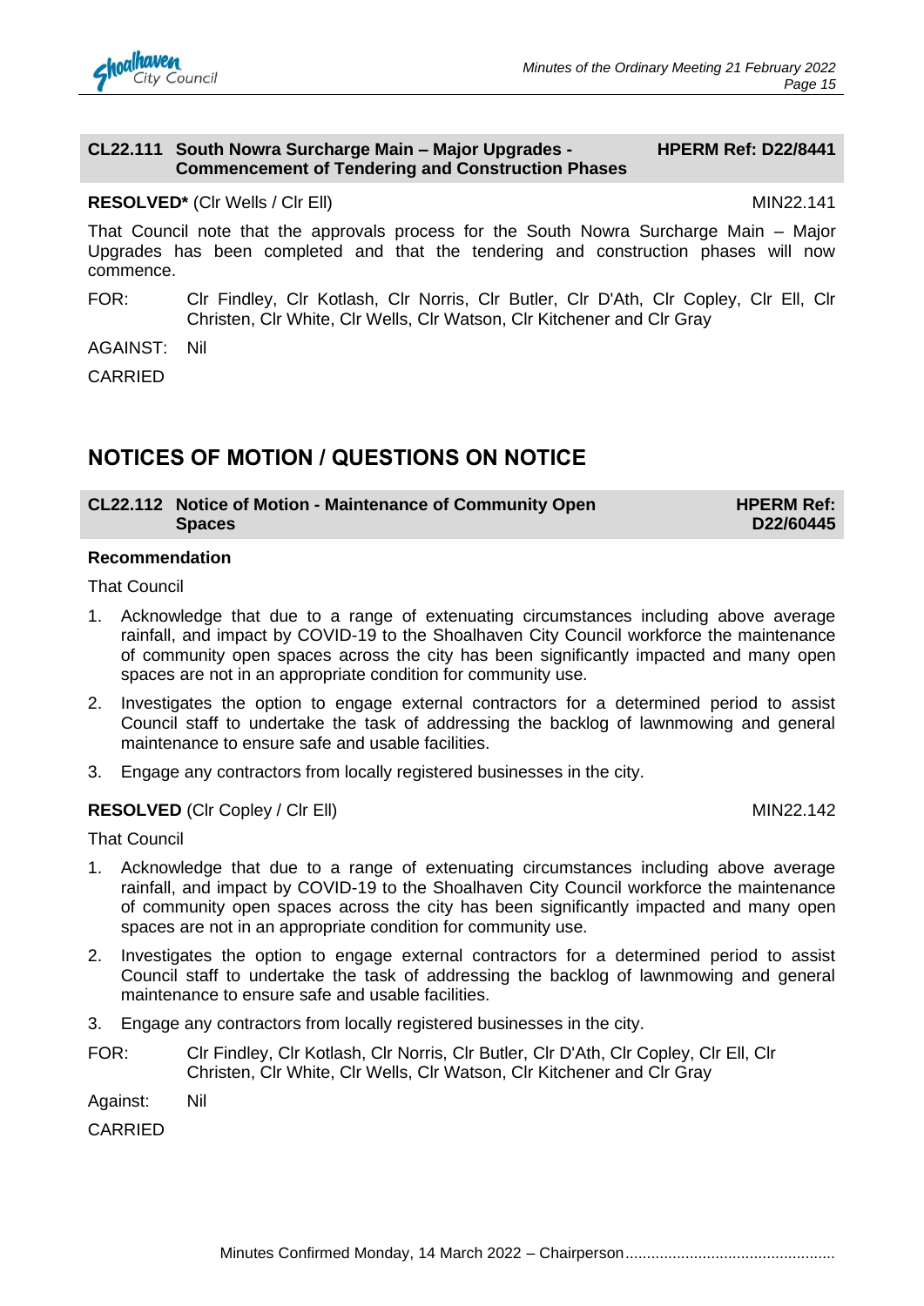**CL22.111 South Nowra Surcharge Main – Major Upgrades - Commencement of Tendering and Construction Phases** **HPERM Ref: D22/8441**

**RESOLVED*** (Clr Wells / Clr Ell) MIN22.141

That Council note that the approvals process for the South Nowra Surcharge Main – Major Upgrades has been completed and that the tendering and construction phases will now commence.

FOR: Clr Findley, Clr Kotlash, Clr Norris, Clr Butler, Clr D'Ath, Clr Copley, Clr Ell, Clr Christen, Clr White, Clr Wells, Clr Watson, Clr Kitchener and Clr Gray

AGAINST: Nil

CARRIED

## NOTICES OF MOTION / QUESTIONS ON NOTICE

**CL22.112 Notice of Motion - Maintenance of Community Open Spaces** **HPERM Ref: D22/60445**

**Recommendation**

That Council

1. Acknowledge that due to a range of extenuating circumstances including above average rainfall, and impact by COVID-19 to the Shoalhaven City Council workforce the maintenance of community open spaces across the city has been significantly impacted and many open spaces are not in an appropriate condition for community use.
2. Investigates the option to engage external contractors for a determined period to assist Council staff to undertake the task of addressing the backlog of lawnmowing and general maintenance to ensure safe and usable facilities.
3. Engage any contractors from locally registered businesses in the city.

**RESOLVED** (Clr Copley / Clr Ell) MIN22.142

That Council

1. Acknowledge that due to a range of extenuating circumstances including above average rainfall, and impact by COVID-19 to the Shoalhaven City Council workforce the maintenance of community open spaces across the city has been significantly impacted and many open spaces are not in an appropriate condition for community use.
2. Investigates the option to engage external contractors for a determined period to assist Council staff to undertake the task of addressing the backlog of lawnmowing and general maintenance to ensure safe and usable facilities.
3. Engage any contractors from locally registered businesses in the city.

FOR: Clr Findley, Clr Kotlash, Clr Norris, Clr Butler, Clr D'Ath, Clr Copley, Clr Ell, Clr Christen, Clr White, Clr Wells, Clr Watson, Clr Kitchener and Clr Gray

Against: Nil

CARRIED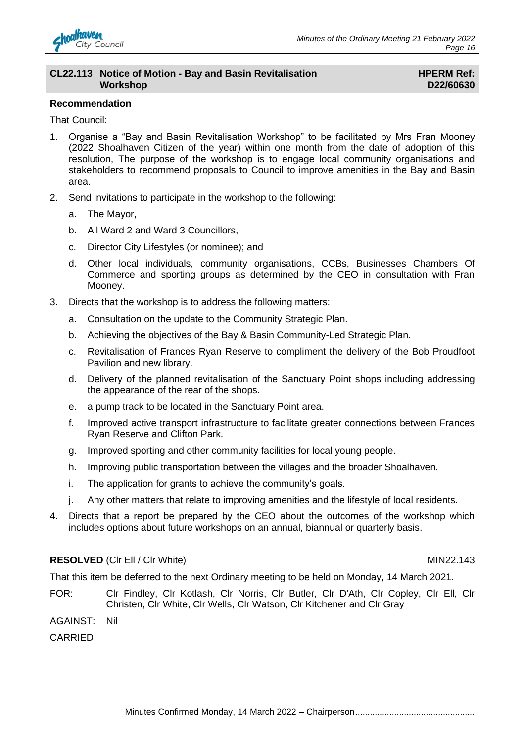## CL22.113 Notice of Motion - Bay and Basin Revitalisation Workshop

**HPERM Ref: D22/60630**

**Recommendation**

That Council:

1. Organise a "Bay and Basin Revitalisation Workshop" to be facilitated by Mrs Fran Mooney (2022 Shoalhaven Citizen of the year) within one month from the date of adoption of this resolution, The purpose of the workshop is to engage local community organisations and stakeholders to recommend proposals to Council to improve amenities in the Bay and Basin area.
2. Send invitations to participate in the workshop to the following:
   a. The Mayor,
   b. All Ward 2 and Ward 3 Councillors,
   c. Director City Lifestyles (or nominee); and
   d. Other local individuals, community organisations, CCBs, Businesses Chambers Of Commerce and sporting groups as determined by the CEO in consultation with Fran Mooney.
3. Directs that the workshop is to address the following matters:
   a. Consultation on the update to the Community Strategic Plan.
   b. Achieving the objectives of the Bay & Basin Community-Led Strategic Plan.
   c. Revitalisation of Frances Ryan Reserve to compliment the delivery of the Bob Proudfoot Pavilion and new library.
   d. Delivery of the planned revitalisation of the Sanctuary Point shops including addressing the appearance of the rear of the shops.
   e. a pump track to be located in the Sanctuary Point area.
   f. Improved active transport infrastructure to facilitate greater connections between Frances Ryan Reserve and Clifton Park.
   g. Improved sporting and other community facilities for local young people.
   h. Improving public transportation between the villages and the broader Shoalhaven.
   i. The application for grants to achieve the community's goals.
   j. Any other matters that relate to improving amenities and the lifestyle of local residents.
4. Directs that a report be prepared by the CEO about the outcomes of the workshop which includes options about future workshops on an annual, biannual or quarterly basis.

**RESOLVED** (Clr Ell / Clr White) MIN22.143

That this item be deferred to the next Ordinary meeting to be held on Monday, 14 March 2021.

FOR: Clr Findley, Clr Kotlash, Clr Norris, Clr Butler, Clr D'Ath, Clr Copley, Clr Ell, Clr Christen, Clr White, Clr Wells, Clr Watson, Clr Kitchener and Clr Gray

AGAINST: Nil

CARRIED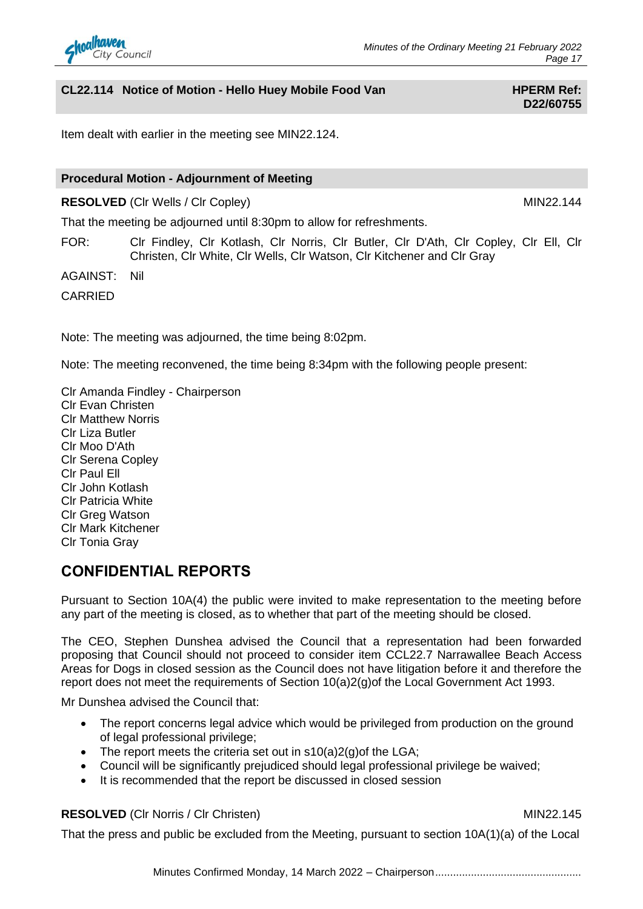## CL22.114 Notice of Motion - Hello Huey Mobile Food Van

**HPERM Ref: D22/60755**

Item dealt with earlier in the meeting see MIN22.124.

### Procedural Motion - Adjournment of Meeting

**RESOLVED** (Clr Wells / Clr Copley) MIN22.144

That the meeting be adjourned until 8:30pm to allow for refreshments.

FOR: Clr Findley, Clr Kotlash, Clr Norris, Clr Butler, Clr D'Ath, Clr Copley, Clr Ell, Clr Christen, Clr White, Clr Wells, Clr Watson, Clr Kitchener and Clr Gray

AGAINST: Nil

CARRIED

Note: The meeting was adjourned, the time being 8:02pm.

Note: The meeting reconvened, the time being 8:34pm with the following people present:

Clr Amanda Findley - Chairperson
Clr Evan Christen
Clr Matthew Norris
Clr Liza Butler
Clr Moo D'Ath
Clr Serena Copley
Clr Paul Ell
Clr John Kotlash
Clr Patricia White
Clr Greg Watson
Clr Mark Kitchener
Clr Tonia Gray

# CONFIDENTIAL REPORTS

Pursuant to Section 10A(4) the public were invited to make representation to the meeting before any part of the meeting is closed, as to whether that part of the meeting should be closed.

The CEO, Stephen Dunshea advised the Council that a representation had been forwarded proposing that Council should not proceed to consider item CCL22.7 Narrawallee Beach Access Areas for Dogs in closed session as the Council does not have litigation before it and therefore the report does not meet the requirements of Section 10(a)2(g)of the Local Government Act 1993.

Mr Dunshea advised the Council that:

- The report concerns legal advice which would be privileged from production on the ground of legal professional privilege;
- The report meets the criteria set out in s10(a)2(g)of the LGA;
- Council will be significantly prejudiced should legal professional privilege be waived;
- It is recommended that the report be discussed in closed session

**RESOLVED** (Clr Norris / Clr Christen) MIN22.145

That the press and public be excluded from the Meeting, pursuant to section 10A(1)(a) of the Local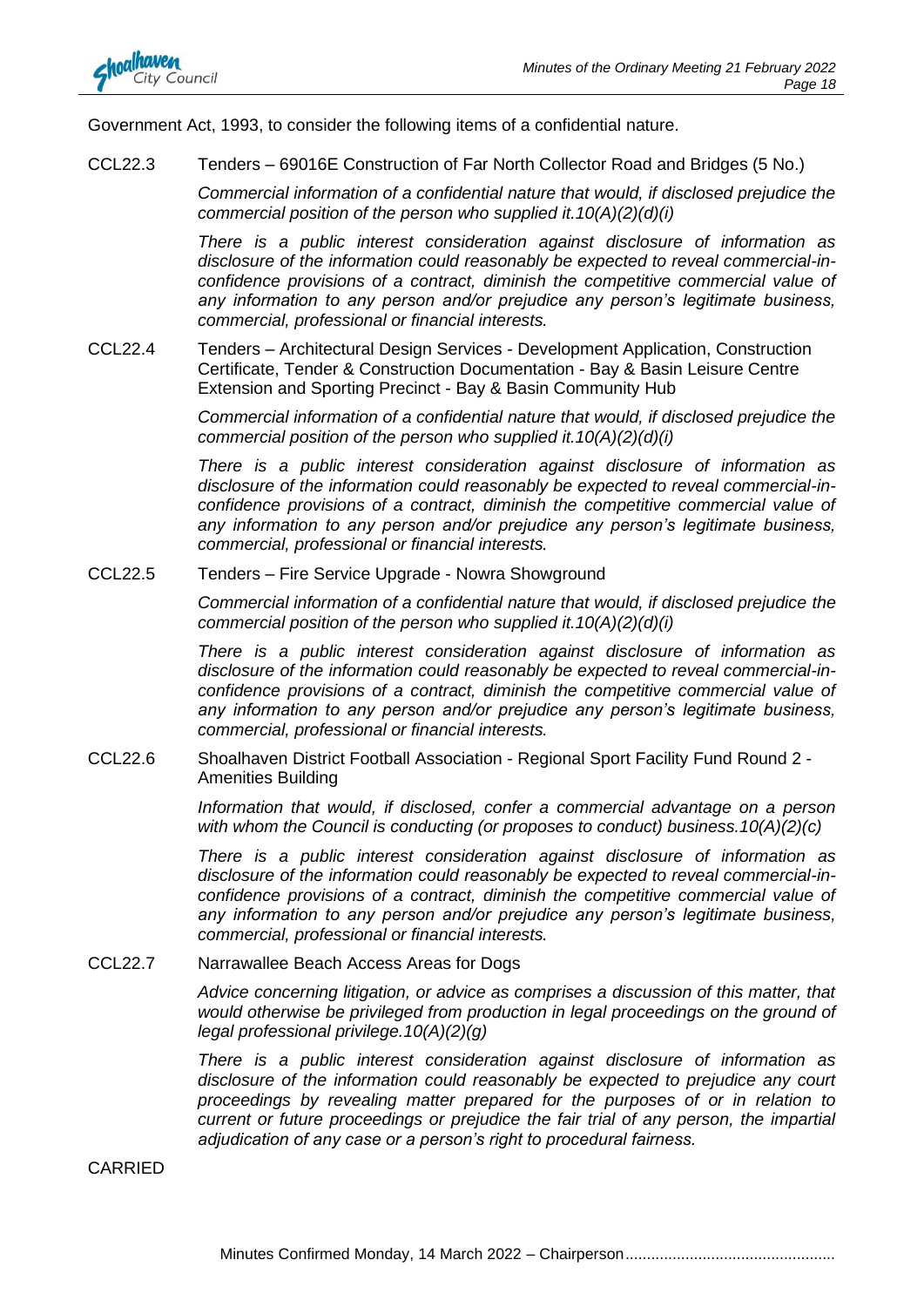Government Act, 1993, to consider the following items of a confidential nature.

CCL22.3 Tenders – 69016E Construction of Far North Collector Road and Bridges (5 No.)

*Commercial information of a confidential nature that would, if disclosed prejudice the commercial position of the person who supplied it.10(A)(2)(d)(i)*

*There is a public interest consideration against disclosure of information as disclosure of the information could reasonably be expected to reveal commercial-in-confidence provisions of a contract, diminish the competitive commercial value of any information to any person and/or prejudice any person's legitimate business, commercial, professional or financial interests.*

CCL22.4 Tenders – Architectural Design Services - Development Application, Construction Certificate, Tender & Construction Documentation - Bay & Basin Leisure Centre Extension and Sporting Precinct - Bay & Basin Community Hub

*Commercial information of a confidential nature that would, if disclosed prejudice the commercial position of the person who supplied it.10(A)(2)(d)(i)*

*There is a public interest consideration against disclosure of information as disclosure of the information could reasonably be expected to reveal commercial-in-confidence provisions of a contract, diminish the competitive commercial value of any information to any person and/or prejudice any person's legitimate business, commercial, professional or financial interests.*

CCL22.5 Tenders – Fire Service Upgrade - Nowra Showground

*Commercial information of a confidential nature that would, if disclosed prejudice the commercial position of the person who supplied it.10(A)(2)(d)(i)*

*There is a public interest consideration against disclosure of information as disclosure of the information could reasonably be expected to reveal commercial-in-confidence provisions of a contract, diminish the competitive commercial value of any information to any person and/or prejudice any person's legitimate business, commercial, professional or financial interests.*

CCL22.6 Shoalhaven District Football Association - Regional Sport Facility Fund Round 2 - Amenities Building

*Information that would, if disclosed, confer a commercial advantage on a person with whom the Council is conducting (or proposes to conduct) business.10(A)(2)(c)*

*There is a public interest consideration against disclosure of information as disclosure of the information could reasonably be expected to reveal commercial-in-confidence provisions of a contract, diminish the competitive commercial value of any information to any person and/or prejudice any person's legitimate business, commercial, professional or financial interests.*

CCL22.7 Narrawallee Beach Access Areas for Dogs

*Advice concerning litigation, or advice as comprises a discussion of this matter, that would otherwise be privileged from production in legal proceedings on the ground of legal professional privilege.10(A)(2)(g)*

*There is a public interest consideration against disclosure of information as disclosure of the information could reasonably be expected to prejudice any court proceedings by revealing matter prepared for the purposes of or in relation to current or future proceedings or prejudice the fair trial of any person, the impartial adjudication of any case or a person's right to procedural fairness.*

CARRIED

Minutes Confirmed Monday, 14 March 2022 – Chairperson................................................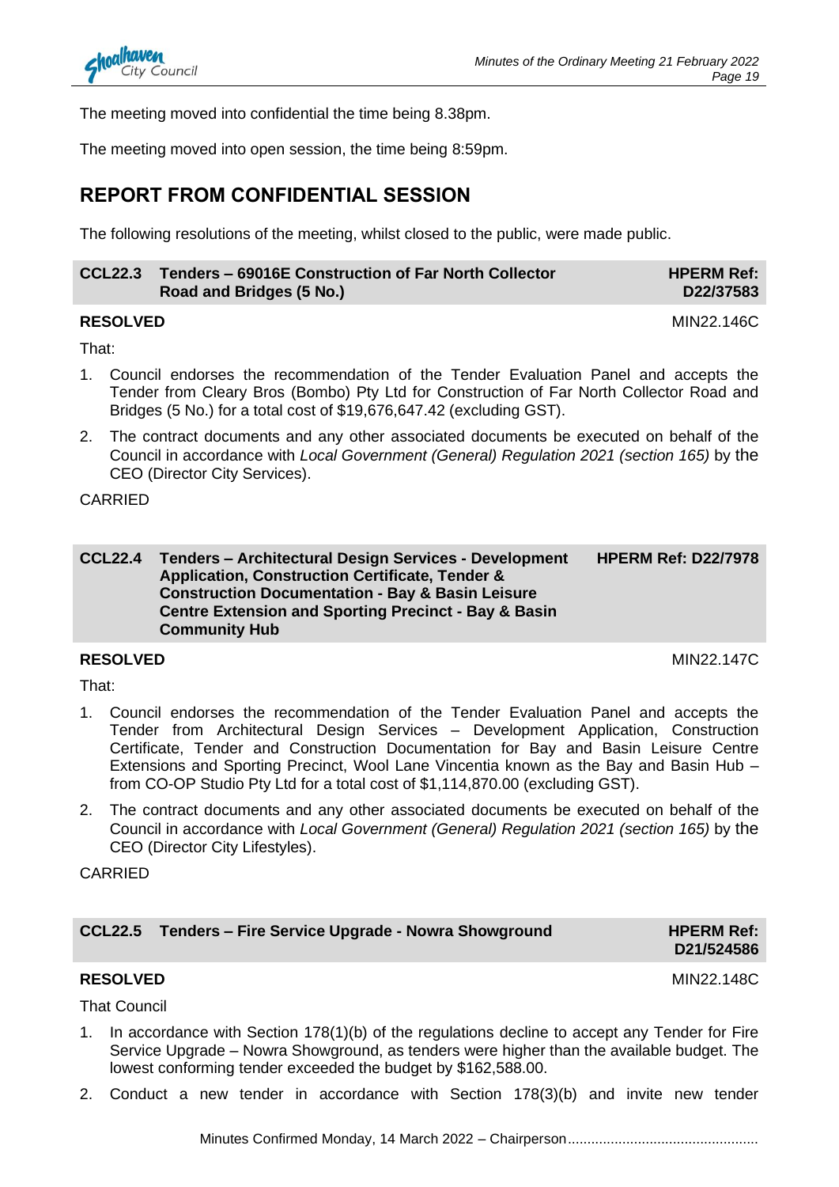The meeting moved into confidential the time being 8.38pm.

The meeting moved into open session, the time being 8:59pm.

## REPORT FROM CONFIDENTIAL SESSION

The following resolutions of the meeting, whilst closed to the public, were made public.

### CCL22.3 Tenders – 69016E Construction of Far North Collector Road and Bridges (5 No.) — HPERM Ref: D22/37583

**RESOLVED** MIN22.146C

That:

1. Council endorses the recommendation of the Tender Evaluation Panel and accepts the Tender from Cleary Bros (Bombo) Pty Ltd for Construction of Far North Collector Road and Bridges (5 No.) for a total cost of $19,676,647.42 (excluding GST).
2. The contract documents and any other associated documents be executed on behalf of the Council in accordance with *Local Government (General) Regulation 2021 (section 165)* by the CEO (Director City Services).

CARRIED

### CCL22.4 Tenders – Architectural Design Services - Development Application, Construction Certificate, Tender & Construction Documentation - Bay & Basin Leisure Centre Extension and Sporting Precinct - Bay & Basin Community Hub — HPERM Ref: D22/7978

**RESOLVED** MIN22.147C

That:

1. Council endorses the recommendation of the Tender Evaluation Panel and accepts the Tender from Architectural Design Services – Development Application, Construction Certificate, Tender and Construction Documentation for Bay and Basin Leisure Centre Extensions and Sporting Precinct, Wool Lane Vincentia known as the Bay and Basin Hub – from CO-OP Studio Pty Ltd for a total cost of $1,114,870.00 (excluding GST).
2. The contract documents and any other associated documents be executed on behalf of the Council in accordance with *Local Government (General) Regulation 2021 (section 165)* by the CEO (Director City Lifestyles).

CARRIED

### CCL22.5 Tenders – Fire Service Upgrade - Nowra Showground — HPERM Ref: D21/524586

**RESOLVED** MIN22.148C

That Council

1. In accordance with Section 178(1)(b) of the regulations decline to accept any Tender for Fire Service Upgrade – Nowra Showground, as tenders were higher than the available budget. The lowest conforming tender exceeded the budget by $162,588.00.
2. Conduct a new tender in accordance with Section 178(3)(b) and invite new tender

Minutes Confirmed Monday, 14 March 2022 – Chairperson................................................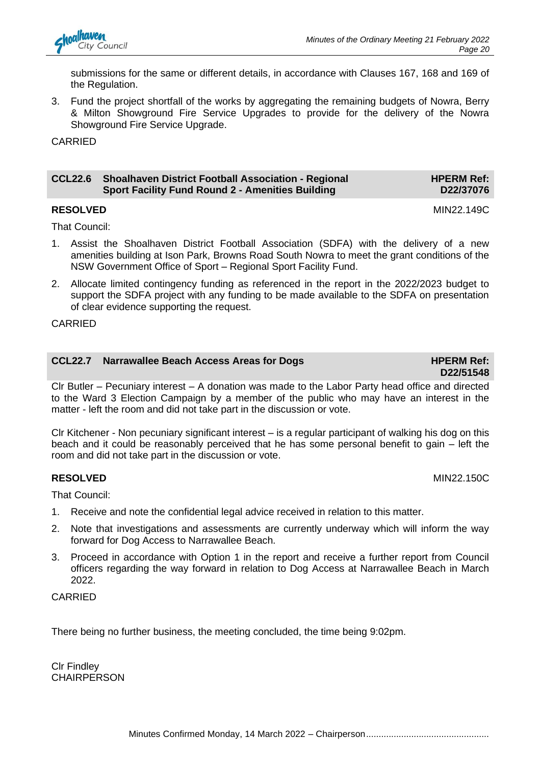submissions for the same or different details, in accordance with Clauses 167, 168 and 169 of the Regulation.

3. Fund the project shortfall of the works by aggregating the remaining budgets of Nowra, Berry & Milton Showground Fire Service Upgrades to provide for the delivery of the Nowra Showground Fire Service Upgrade.

CARRIED

## CCL22.6 Shoalhaven District Football Association - Regional Sport Facility Fund Round 2 - Amenities Building

**HPERM Ref: D22/37076**

**RESOLVED** MIN22.149C

That Council:

1. Assist the Shoalhaven District Football Association (SDFA) with the delivery of a new amenities building at Ison Park, Browns Road South Nowra to meet the grant conditions of the NSW Government Office of Sport – Regional Sport Facility Fund.
2. Allocate limited contingency funding as referenced in the report in the 2022/2023 budget to support the SDFA project with any funding to be made available to the SDFA on presentation of clear evidence supporting the request.

CARRIED

## CCL22.7 Narrawallee Beach Access Areas for Dogs

**HPERM Ref: D22/51548**

Clr Butler – Pecuniary interest – A donation was made to the Labor Party head office and directed to the Ward 3 Election Campaign by a member of the public who may have an interest in the matter - left the room and did not take part in the discussion or vote.

Clr Kitchener - Non pecuniary significant interest – is a regular participant of walking his dog on this beach and it could be reasonably perceived that he has some personal benefit to gain – left the room and did not take part in the discussion or vote.

**RESOLVED** MIN22.150C

That Council:

1. Receive and note the confidential legal advice received in relation to this matter.
2. Note that investigations and assessments are currently underway which will inform the way forward for Dog Access to Narrawallee Beach.
3. Proceed in accordance with Option 1 in the report and receive a further report from Council officers regarding the way forward in relation to Dog Access at Narrawallee Beach in March 2022.

CARRIED

There being no further business, the meeting concluded, the time being 9:02pm.

Clr Findley
CHAIRPERSON

Minutes Confirmed Monday, 14 March 2022 – Chairperson................................................